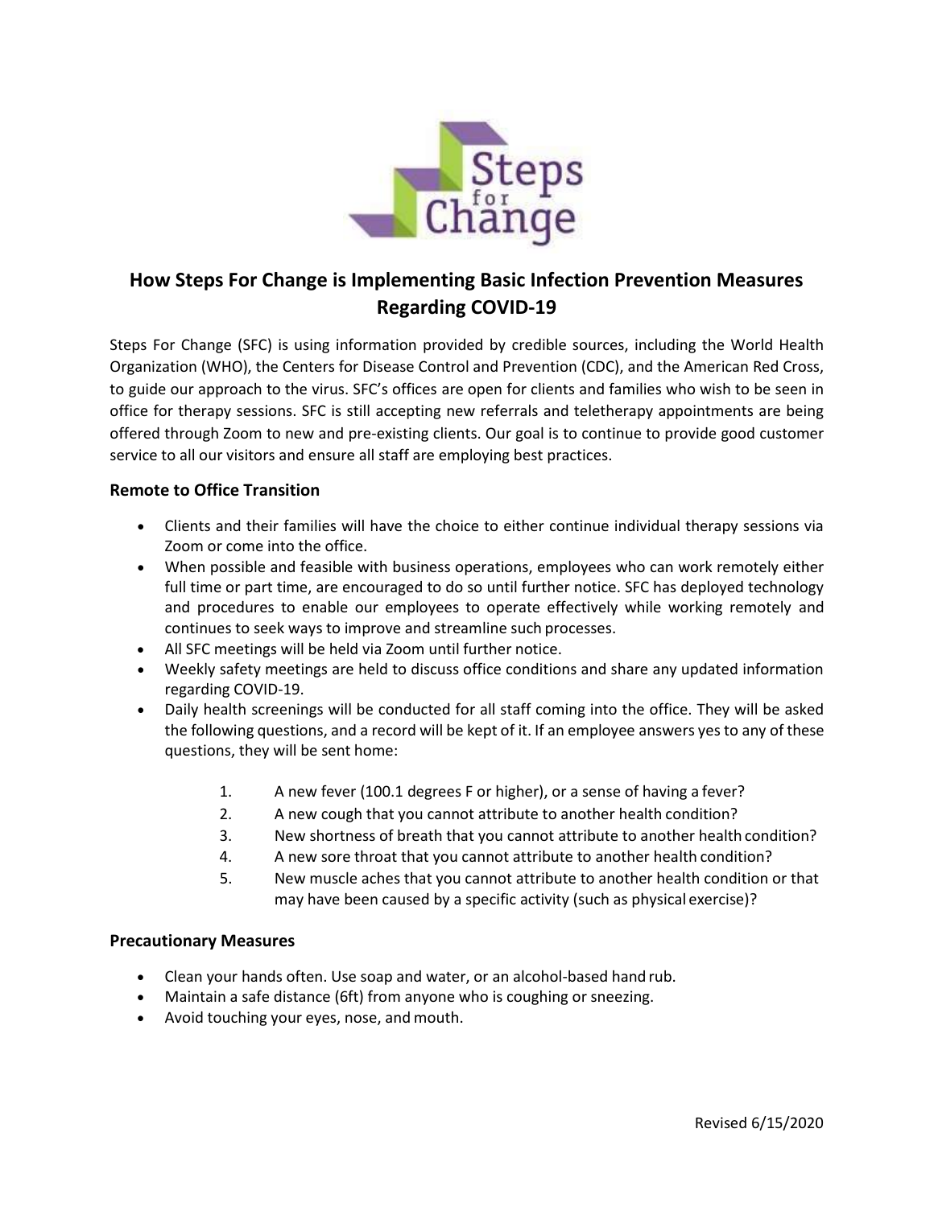# How Steps For Change is Implementing Basic Infection Prevention Measures Regarding COVID-19

Steps For Change (SFC) is using information provided by credible sources, including the World Health Organization (WHO), the Centers for Disease Control and Prevention (CDC), and the American Red Cross, to guide our approach to the virus. SFC's offices are open for clients and families who wish to be seen in office for therapy sessions. SFC is still accepting new referrals and teletherapy appointments are being offered through Zoom to new and pre-existing clients. Our goal is to continue to provide good customer service to all our visitors and ensure all staff are employing best practices.

### Remote to Office Transition

- Clients and their families will have the choice to either continue individual therapy sessions via Zoom or come into the office.
- When possible and feasible with business operations, employees who can work remotely either full time or part time, are encouraged to do so until further notice. SFC has deployed technology and procedures to enable our employees to operate effectively while working remotely and continues to seek ways to improve and streamline such processes.
- All SFC meetings will be held via Zoom until further notice.
- Weekly safety meetings are held to discuss office conditions and share any updated information regarding COVID-19.
- Daily health screenings will be conducted for all staff coming into the office. They will be asked the following questions, and a record will be kept of it. If an employee answers yes to any of these questions, they will be sent home:

    1. A new fever (100.1 degrees F or higher), or a sense of having a fever?
    2. A new cough that you cannot attribute to another health condition?
    3. New shortness of breath that you cannot attribute to another health condition?
    4. A new sore throat that you cannot attribute to another health condition?
    5. New muscle aches that you cannot attribute to another health condition or that may have been caused by a specific activity (such as physical exercise)?

### Precautionary Measures

- Clean your hands often. Use soap and water, or an alcohol-based hand rub.
- Maintain a safe distance (6ft) from anyone who is coughing or sneezing.
- Avoid touching your eyes, nose, and mouth.

Revised 6/15/2020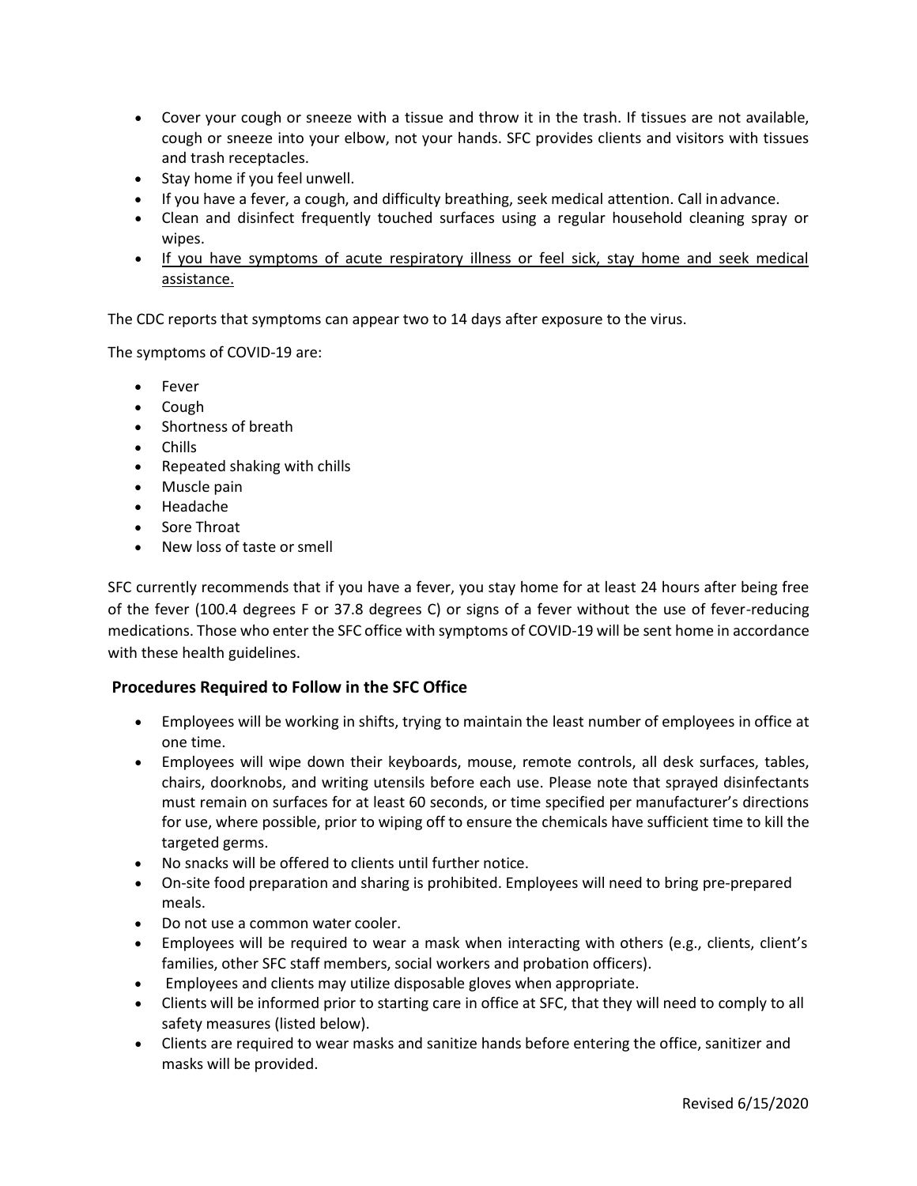- Cover your cough or sneeze with a tissue and throw it in the trash. If tissues are not available, cough or sneeze into your elbow, not your hands. SFC provides clients and visitors with tissues and trash receptacles.
- Stay home if you feel unwell.
- If you have a fever, a cough, and difficulty breathing, seek medical attention. Call in advance.
- Clean and disinfect frequently touched surfaces using a regular household cleaning spray or wipes.
- If you have symptoms of acute respiratory illness or feel sick, stay home and seek medical assistance.

The CDC reports that symptoms can appear two to 14 days after exposure to the virus.

The symptoms of COVID-19 are:

- Fever
- Cough
- Shortness of breath
- Chills
- Repeated shaking with chills
- Muscle pain
- Headache
- Sore Throat
- New loss of taste or smell

SFC currently recommends that if you have a fever, you stay home for at least 24 hours after being free of the fever (100.4 degrees F or 37.8 degrees C) or signs of a fever without the use of fever-reducing medications. Those who enter the SFC office with symptoms of COVID-19 will be sent home in accordance with these health guidelines.

## Procedures Required to Follow in the SFC Office

- Employees will be working in shifts, trying to maintain the least number of employees in office at one time.
- Employees will wipe down their keyboards, mouse, remote controls, all desk surfaces, tables, chairs, doorknobs, and writing utensils before each use. Please note that sprayed disinfectants must remain on surfaces for at least 60 seconds, or time specified per manufacturer's directions for use, where possible, prior to wiping off to ensure the chemicals have sufficient time to kill the targeted germs.
- No snacks will be offered to clients until further notice.
- On-site food preparation and sharing is prohibited. Employees will need to bring pre-prepared meals.
- Do not use a common water cooler.
- Employees will be required to wear a mask when interacting with others (e.g., clients, client's families, other SFC staff members, social workers and probation officers).
- Employees and clients may utilize disposable gloves when appropriate.
- Clients will be informed prior to starting care in office at SFC, that they will need to comply to all safety measures (listed below).
- Clients are required to wear masks and sanitize hands before entering the office, sanitizer and masks will be provided.

Revised 6/15/2020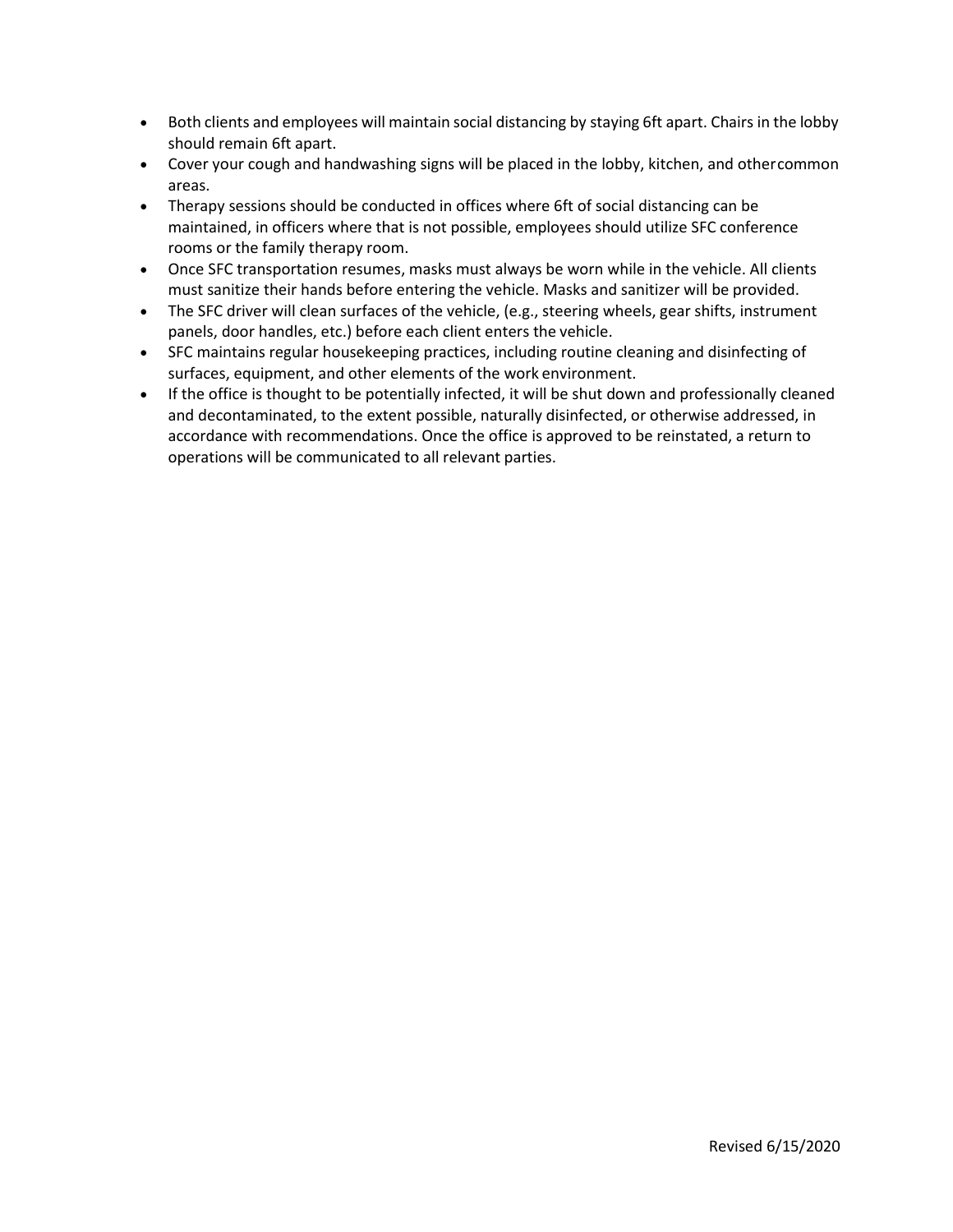- Both clients and employees will maintain social distancing by staying 6ft apart. Chairs in the lobby should remain 6ft apart.
- Cover your cough and handwashing signs will be placed in the lobby, kitchen, and other common areas.
- Therapy sessions should be conducted in offices where 6ft of social distancing can be maintained, in officers where that is not possible, employees should utilize SFC conference rooms or the family therapy room.
- Once SFC transportation resumes, masks must always be worn while in the vehicle. All clients must sanitize their hands before entering the vehicle. Masks and sanitizer will be provided.
- The SFC driver will clean surfaces of the vehicle, (e.g., steering wheels, gear shifts, instrument panels, door handles, etc.) before each client enters the vehicle.
- SFC maintains regular housekeeping practices, including routine cleaning and disinfecting of surfaces, equipment, and other elements of the work environment.
- If the office is thought to be potentially infected, it will be shut down and professionally cleaned and decontaminated, to the extent possible, naturally disinfected, or otherwise addressed, in accordance with recommendations. Once the office is approved to be reinstated, a return to operations will be communicated to all relevant parties.

Revised 6/15/2020